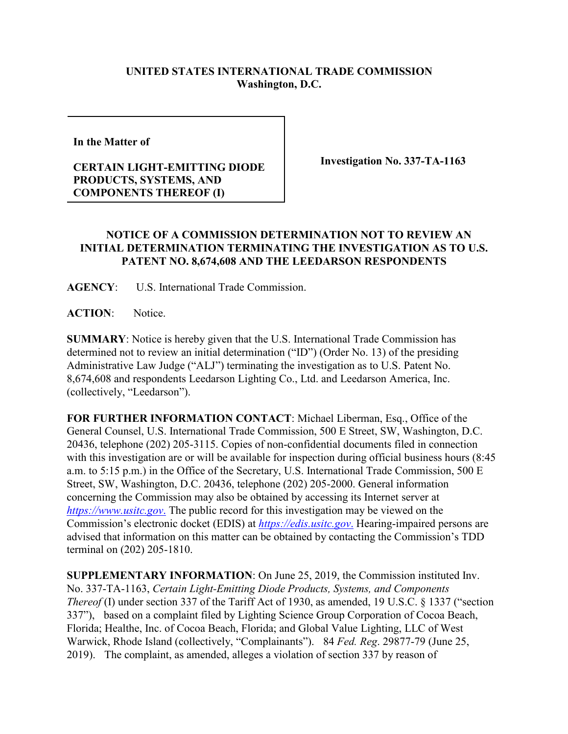**UNITED STATES INTERNATIONAL TRADE COMMISSION**
**Washington, D.C.**

| **In the Matter of**<br><br>**CERTAIN LIGHT-EMITTING DIODE PRODUCTS, SYSTEMS, AND COMPONENTS THEREOF (I)** | **Investigation No. 337-TA-1163** |
|---|---|

## NOTICE OF A COMMISSION DETERMINATION NOT TO REVIEW AN INITIAL DETERMINATION TERMINATING THE INVESTIGATION AS TO U.S. PATENT NO. 8,674,608 AND THE LEEDARSON RESPONDENTS

**AGENCY**: U.S. International Trade Commission.

**ACTION**: Notice.

**SUMMARY**: Notice is hereby given that the U.S. International Trade Commission has determined not to review an initial determination ("ID") (Order No. 13) of the presiding Administrative Law Judge ("ALJ") terminating the investigation as to U.S. Patent No. 8,674,608 and respondents Leedarson Lighting Co., Ltd. and Leedarson America, Inc. (collectively, "Leedarson").

**FOR FURTHER INFORMATION CONTACT**: Michael Liberman, Esq., Office of the General Counsel, U.S. International Trade Commission, 500 E Street, SW, Washington, D.C. 20436, telephone (202) 205-3115. Copies of non-confidential documents filed in connection with this investigation are or will be available for inspection during official business hours (8:45 a.m. to 5:15 p.m.) in the Office of the Secretary, U.S. International Trade Commission, 500 E Street, SW, Washington, D.C. 20436, telephone (202) 205-2000. General information concerning the Commission may also be obtained by accessing its Internet server at *https://www.usitc.gov*. The public record for this investigation may be viewed on the Commission's electronic docket (EDIS) at *https://edis.usitc.gov*. Hearing-impaired persons are advised that information on this matter can be obtained by contacting the Commission's TDD terminal on (202) 205-1810.

**SUPPLEMENTARY INFORMATION**: On June 25, 2019, the Commission instituted Inv. No. 337-TA-1163, *Certain Light-Emitting Diode Products, Systems, and Components Thereof* (I) under section 337 of the Tariff Act of 1930, as amended, 19 U.S.C. § 1337 ("section 337"), based on a complaint filed by Lighting Science Group Corporation of Cocoa Beach, Florida; Healthe, Inc. of Cocoa Beach, Florida; and Global Value Lighting, LLC of West Warwick, Rhode Island (collectively, "Complainants"). 84 *Fed. Reg*. 29877-79 (June 25, 2019). The complaint, as amended, alleges a violation of section 337 by reason of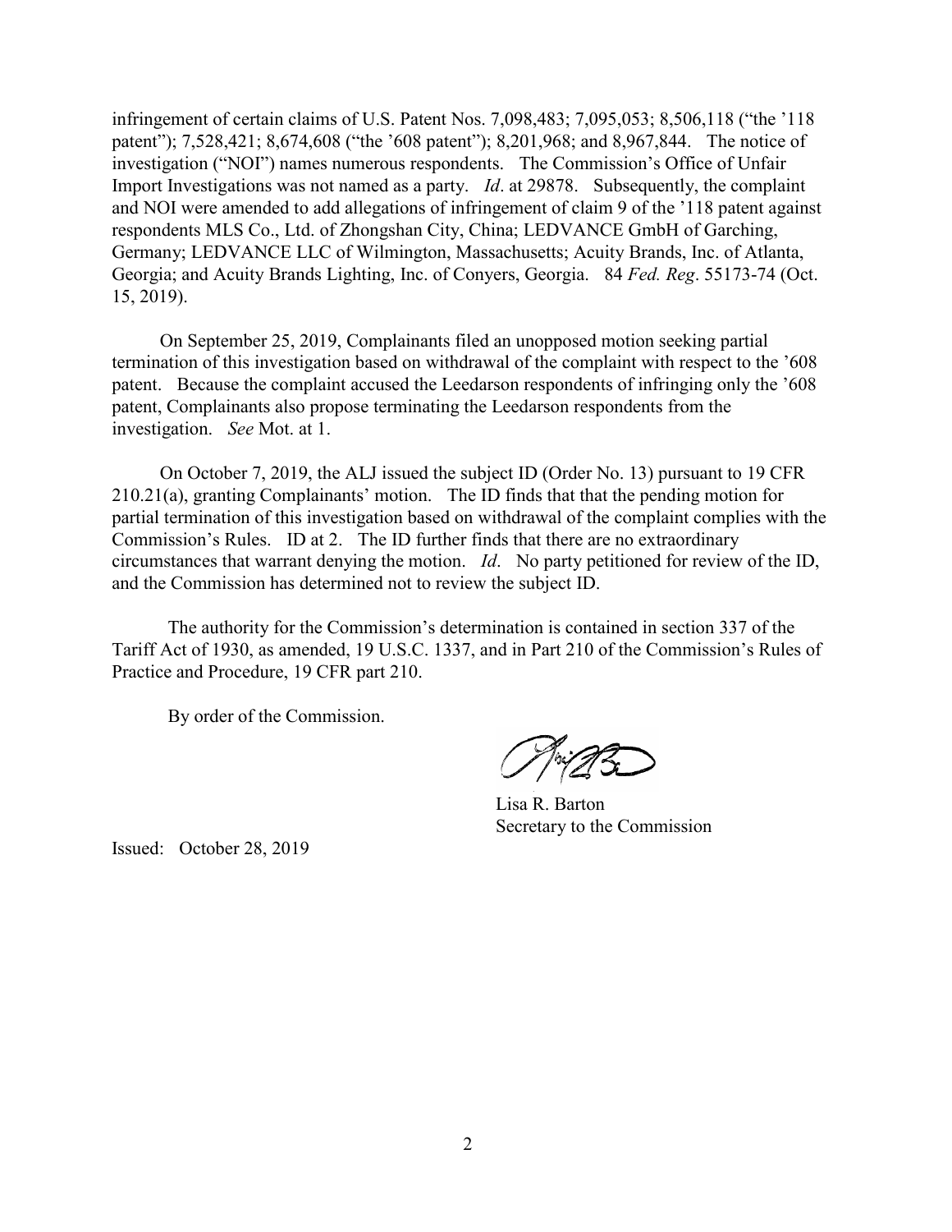infringement of certain claims of U.S. Patent Nos. 7,098,483; 7,095,053; 8,506,118 ("the '118 patent"); 7,528,421; 8,674,608 ("the '608 patent"); 8,201,968; and 8,967,844. The notice of investigation ("NOI") names numerous respondents. The Commission's Office of Unfair Import Investigations was not named as a party. *Id*. at 29878. Subsequently, the complaint and NOI were amended to add allegations of infringement of claim 9 of the '118 patent against respondents MLS Co., Ltd. of Zhongshan City, China; LEDVANCE GmbH of Garching, Germany; LEDVANCE LLC of Wilmington, Massachusetts; Acuity Brands, Inc. of Atlanta, Georgia; and Acuity Brands Lighting, Inc. of Conyers, Georgia. 84 *Fed. Reg*. 55173-74 (Oct. 15, 2019).

On September 25, 2019, Complainants filed an unopposed motion seeking partial termination of this investigation based on withdrawal of the complaint with respect to the '608 patent. Because the complaint accused the Leedarson respondents of infringing only the '608 patent, Complainants also propose terminating the Leedarson respondents from the investigation. *See* Mot. at 1.

On October 7, 2019, the ALJ issued the subject ID (Order No. 13) pursuant to 19 CFR 210.21(a), granting Complainants' motion. The ID finds that that the pending motion for partial termination of this investigation based on withdrawal of the complaint complies with the Commission's Rules. ID at 2. The ID further finds that there are no extraordinary circumstances that warrant denying the motion. *Id*. No party petitioned for review of the ID, and the Commission has determined not to review the subject ID.

The authority for the Commission's determination is contained in section 337 of the Tariff Act of 1930, as amended, 19 U.S.C. 1337, and in Part 210 of the Commission's Rules of Practice and Procedure, 19 CFR part 210.

By order of the Commission.

Lisa R. Barton
Secretary to the Commission

Issued: October 28, 2019